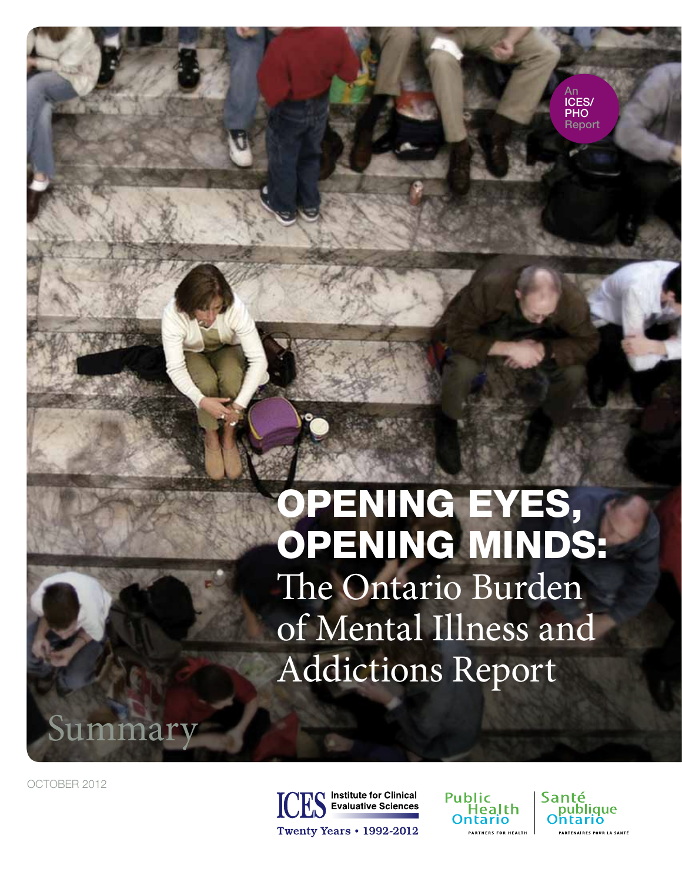An ICES/PHO Report

# OPENING EYES, OPENING MINDS:

## The Ontario Burden of Mental Illness and Addictions Report

Summary

OCTOBER 2012

ICES Institute for Clinical Evaluative Sciences
Twenty Years • 1992-2012

Public Health Ontario
PARTNERS FOR HEALTH

Santé publique Ontario
PARTENAIRES POUR LA SANTÉ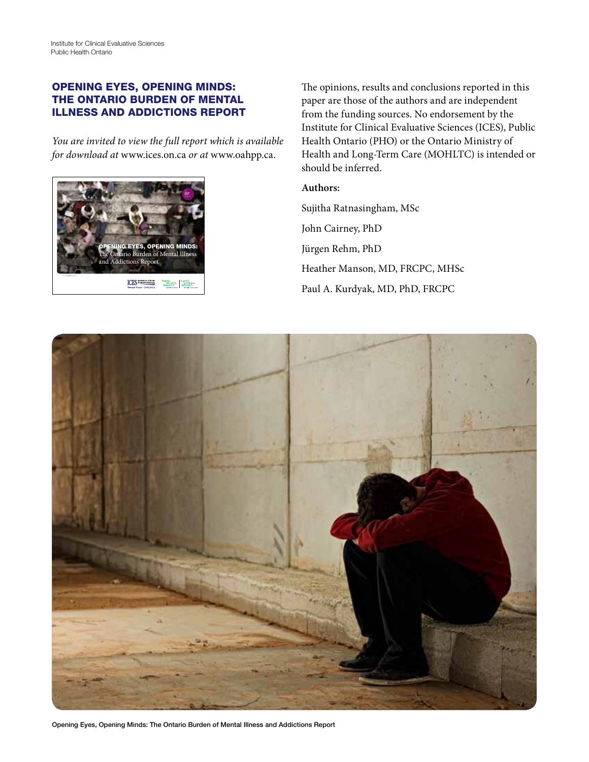## OPENING EYES, OPENING MINDS: THE ONTARIO BURDEN OF MENTAL ILLNESS AND ADDICTIONS REPORT

*You are invited to view the full report which is available for download at* www.ices.on.ca *or at* www.oahpp.ca.

The opinions, results and conclusions reported in this paper are those of the authors and are independent from the funding sources. No endorsement by the Institute for Clinical Evaluative Sciences (ICES), Public Health Ontario (PHO) or the Ontario Ministry of Health and Long-Term Care (MOHLTC) is intended or should be inferred.

**Authors:**

Sujitha Ratnasingham, MSc

John Cairney, PhD

Jürgen Rehm, PhD

Heather Manson, MD, FRCPC, MHSc

Paul A. Kurdyak, MD, PhD, FRCPC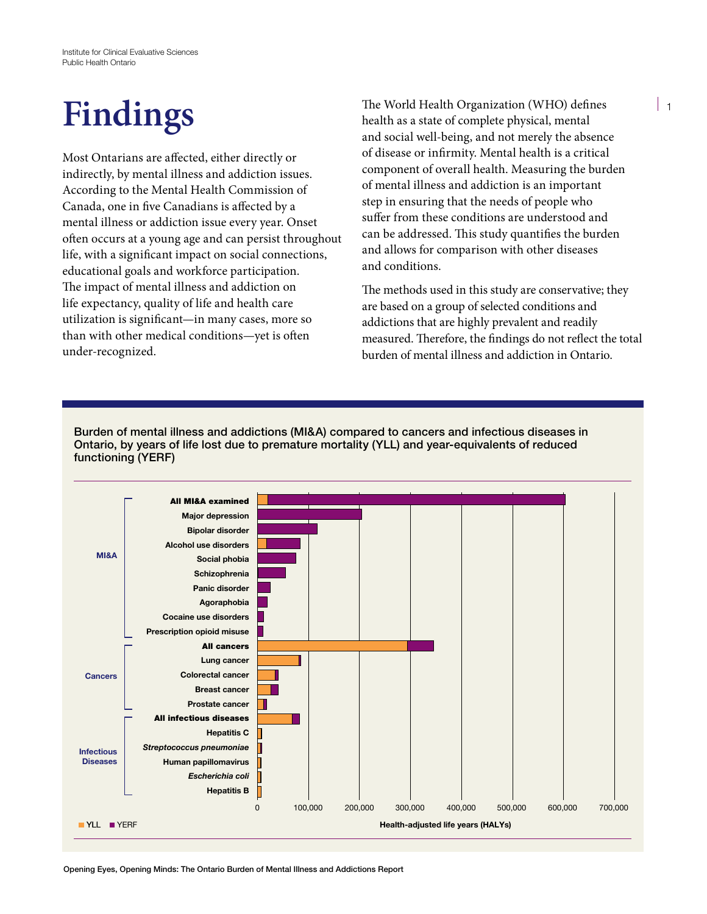# Findings

Most Ontarians are affected, either directly or indirectly, by mental illness and addiction issues. According to the Mental Health Commission of Canada, one in five Canadians is affected by a mental illness or addiction issue every year. Onset often occurs at a young age and can persist throughout life, with a significant impact on social connections, educational goals and workforce participation. The impact of mental illness and addiction on life expectancy, quality of life and health care utilization is significant—in many cases, more so than with other medical conditions—yet is often under-recognized.

The World Health Organization (WHO) defines health as a state of complete physical, mental and social well-being, and not merely the absence of disease or infirmity. Mental health is a critical component of overall health. Measuring the burden of mental illness and addiction is an important step in ensuring that the needs of people who suffer from these conditions are understood and can be addressed. This study quantifies the burden and allows for comparison with other diseases and conditions.

The methods used in this study are conservative; they are based on a group of selected conditions and addictions that are highly prevalent and readily measured. Therefore, the findings do not reflect the total burden of mental illness and addiction in Ontario.

**Burden of mental illness and addictions (MI&A) compared to cancers and infectious diseases in Ontario, by years of life lost due to premature mortality (YLL) and year-equivalents of reduced functioning (YERF)**

| Group | Condition |
|---|---|
| MI&A | **All MI&A examined** |
| | Major depression |
| | Bipolar disorder |
| | Alcohol use disorders |
| | Social phobia |
| | Schizophrenia |
| | Panic disorder |
| | Agoraphobia |
| | Cocaine use disorders |
| | Prescription opioid misuse |
| Cancers | **All cancers** |
| | Lung cancer |
| | Colorectal cancer |
| | Breast cancer |
| | Prostate cancer |
| Infectious Diseases | **All infectious diseases** |
| | Hepatitis C |
| | *Streptococcus pneumoniae* |
| | Human papillomavirus |
| | *Escherichia coli* |
| | Hepatitis B |

Health-adjusted life years (HALYs): 0, 100,000, 200,000, 300,000, 400,000, 500,000, 600,000, 700,000

YLL ■ YERF ■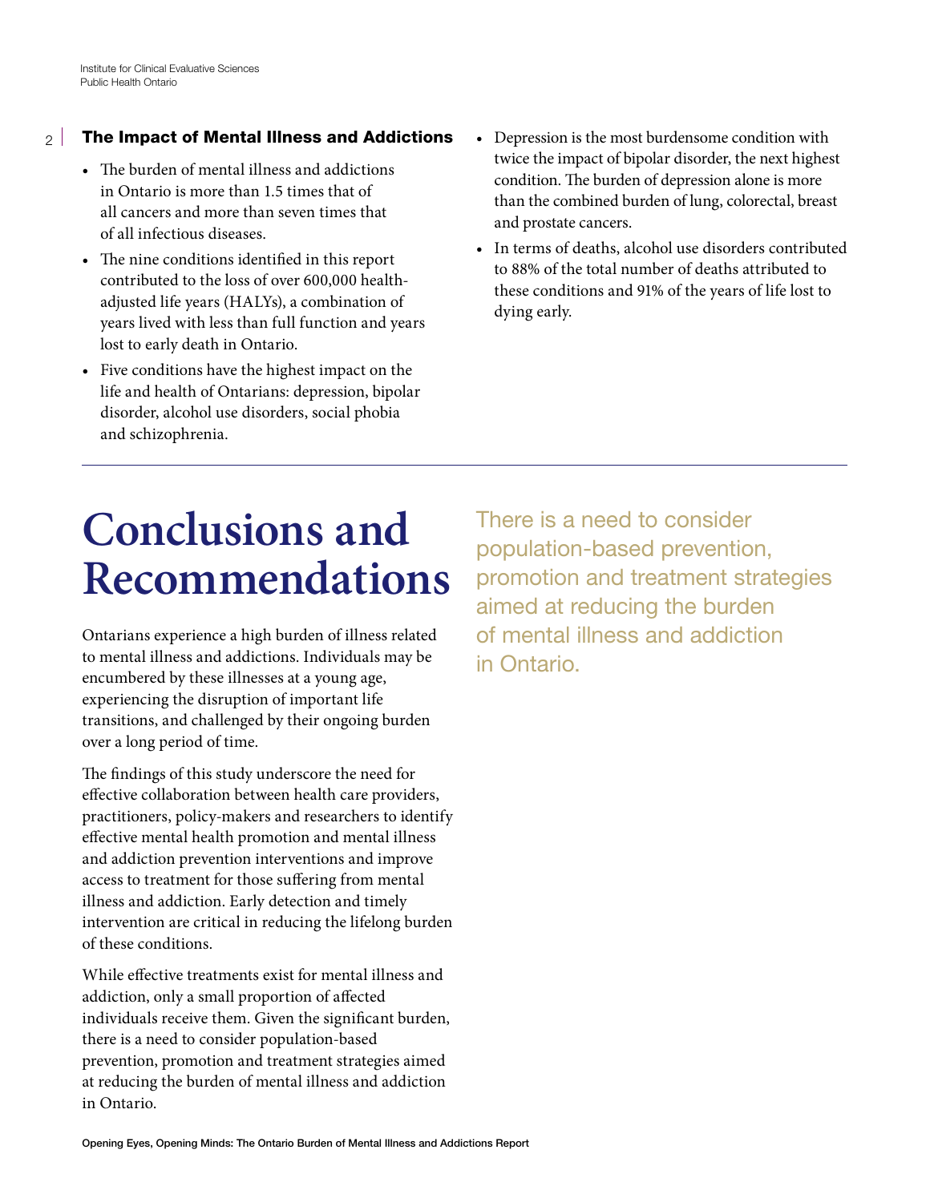## The Impact of Mental Illness and Addictions

- The burden of mental illness and addictions in Ontario is more than 1.5 times that of all cancers and more than seven times that of all infectious diseases.
- The nine conditions identified in this report contributed to the loss of over 600,000 health-adjusted life years (HALYs), a combination of years lived with less than full function and years lost to early death in Ontario.
- Five conditions have the highest impact on the life and health of Ontarians: depression, bipolar disorder, alcohol use disorders, social phobia and schizophrenia.
- Depression is the most burdensome condition with twice the impact of bipolar disorder, the next highest condition. The burden of depression alone is more than the combined burden of lung, colorectal, breast and prostate cancers.
- In terms of deaths, alcohol use disorders contributed to 88% of the total number of deaths attributed to these conditions and 91% of the years of life lost to dying early.

# Conclusions and Recommendations

Ontarians experience a high burden of illness related to mental illness and addictions. Individuals may be encumbered by these illnesses at a young age, experiencing the disruption of important life transitions, and challenged by their ongoing burden over a long period of time.

The findings of this study underscore the need for effective collaboration between health care providers, practitioners, policy-makers and researchers to identify effective mental health promotion and mental illness and addiction prevention interventions and improve access to treatment for those suffering from mental illness and addiction. Early detection and timely intervention are critical in reducing the lifelong burden of these conditions.

While effective treatments exist for mental illness and addiction, only a small proportion of affected individuals receive them. Given the significant burden, there is a need to consider population-based prevention, promotion and treatment strategies aimed at reducing the burden of mental illness and addiction in Ontario.

> There is a need to consider population-based prevention, promotion and treatment strategies aimed at reducing the burden of mental illness and addiction in Ontario.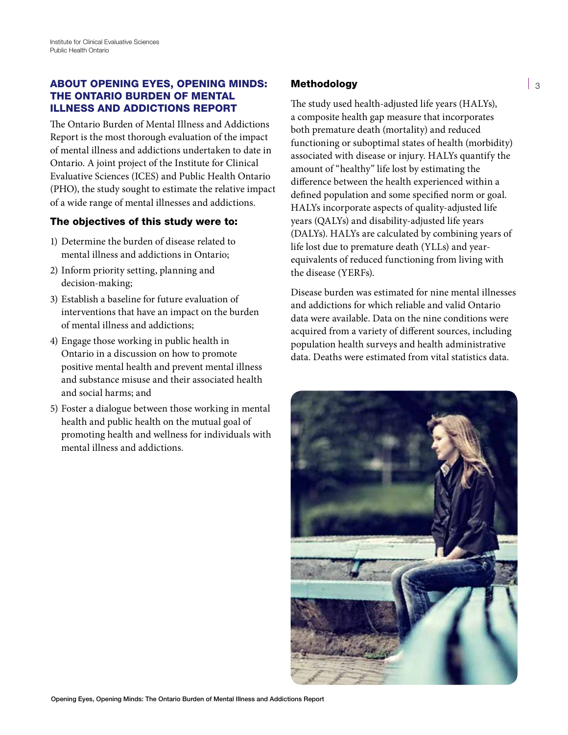## ABOUT OPENING EYES, OPENING MINDS: THE ONTARIO BURDEN OF MENTAL ILLNESS AND ADDICTIONS REPORT

The Ontario Burden of Mental Illness and Addictions Report is the most thorough evaluation of the impact of mental illness and addictions undertaken to date in Ontario. A joint project of the Institute for Clinical Evaluative Sciences (ICES) and Public Health Ontario (PHO), the study sought to estimate the relative impact of a wide range of mental illnesses and addictions.

### The objectives of this study were to:

1) Determine the burden of disease related to mental illness and addictions in Ontario;
2) Inform priority setting, planning and decision-making;
3) Establish a baseline for future evaluation of interventions that have an impact on the burden of mental illness and addictions;
4) Engage those working in public health in Ontario in a discussion on how to promote positive mental health and prevent mental illness and substance misuse and their associated health and social harms; and
5) Foster a dialogue between those working in mental health and public health on the mutual goal of promoting health and wellness for individuals with mental illness and addictions.

### Methodology

The study used health-adjusted life years (HALYs), a composite health gap measure that incorporates both premature death (mortality) and reduced functioning or suboptimal states of health (morbidity) associated with disease or injury. HALYs quantify the amount of "healthy" life lost by estimating the difference between the health experienced within a defined population and some specified norm or goal. HALYs incorporate aspects of quality-adjusted life years (QALYs) and disability-adjusted life years (DALYs). HALYs are calculated by combining years of life lost due to premature death (YLLs) and year-equivalents of reduced functioning from living with the disease (YERFs).

Disease burden was estimated for nine mental illnesses and addictions for which reliable and valid Ontario data were available. Data on the nine conditions were acquired from a variety of different sources, including population health surveys and health administrative data. Deaths were estimated from vital statistics data.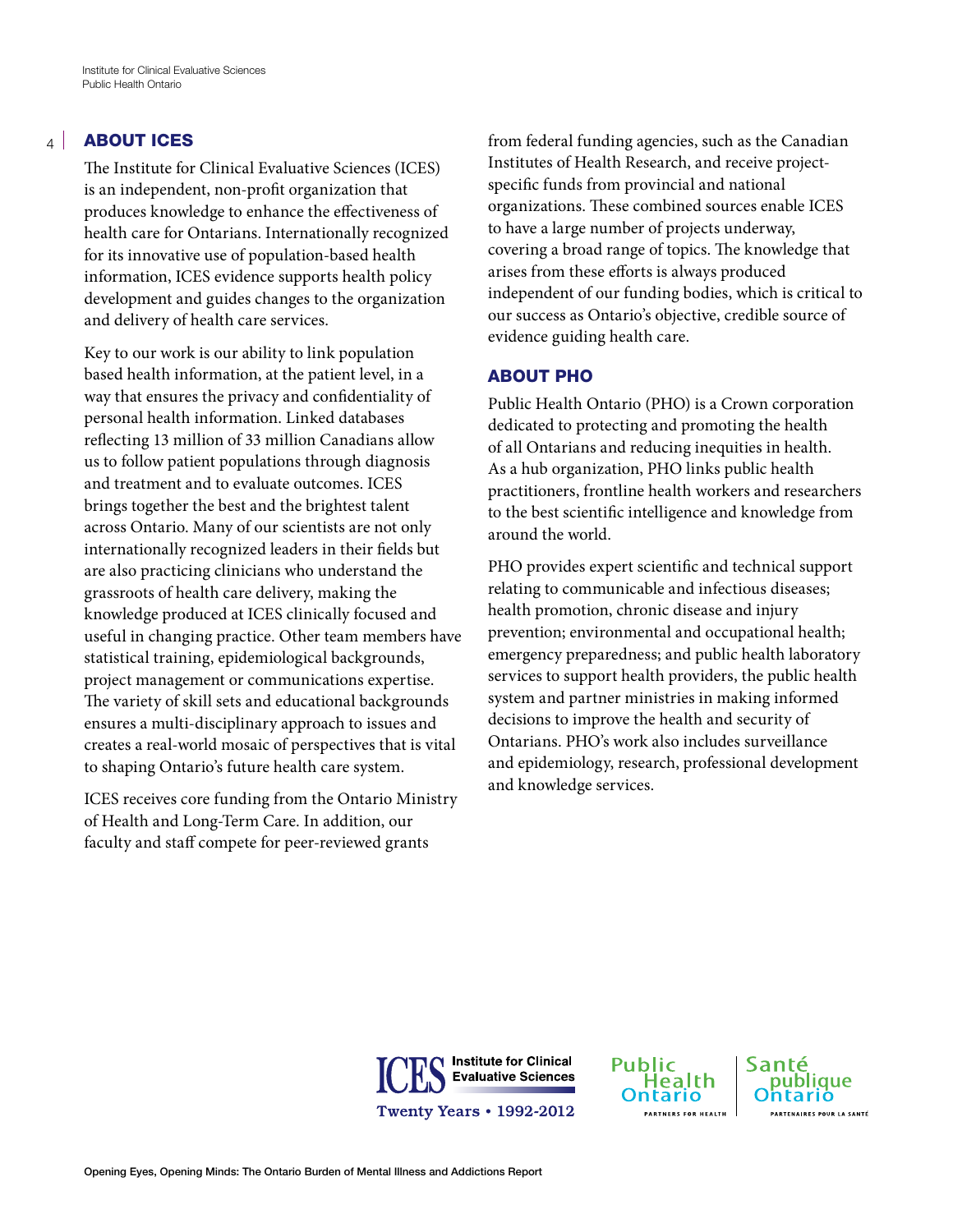## ABOUT ICES

The Institute for Clinical Evaluative Sciences (ICES) is an independent, non-profit organization that produces knowledge to enhance the effectiveness of health care for Ontarians. Internationally recognized for its innovative use of population-based health information, ICES evidence supports health policy development and guides changes to the organization and delivery of health care services.

Key to our work is our ability to link population based health information, at the patient level, in a way that ensures the privacy and confidentiality of personal health information. Linked databases reflecting 13 million of 33 million Canadians allow us to follow patient populations through diagnosis and treatment and to evaluate outcomes. ICES brings together the best and the brightest talent across Ontario. Many of our scientists are not only internationally recognized leaders in their fields but are also practicing clinicians who understand the grassroots of health care delivery, making the knowledge produced at ICES clinically focused and useful in changing practice. Other team members have statistical training, epidemiological backgrounds, project management or communications expertise. The variety of skill sets and educational backgrounds ensures a multi-disciplinary approach to issues and creates a real-world mosaic of perspectives that is vital to shaping Ontario's future health care system.

ICES receives core funding from the Ontario Ministry of Health and Long-Term Care. In addition, our faculty and staff compete for peer-reviewed grants from federal funding agencies, such as the Canadian Institutes of Health Research, and receive project-specific funds from provincial and national organizations. These combined sources enable ICES to have a large number of projects underway, covering a broad range of topics. The knowledge that arises from these efforts is always produced independent of our funding bodies, which is critical to our success as Ontario's objective, credible source of evidence guiding health care.

## ABOUT PHO

Public Health Ontario (PHO) is a Crown corporation dedicated to protecting and promoting the health of all Ontarians and reducing inequities in health. As a hub organization, PHO links public health practitioners, frontline health workers and researchers to the best scientific intelligence and knowledge from around the world.

PHO provides expert scientific and technical support relating to communicable and infectious diseases; health promotion, chronic disease and injury prevention; environmental and occupational health; emergency preparedness; and public health laboratory services to support health providers, the public health system and partner ministries in making informed decisions to improve the health and security of Ontarians. PHO's work also includes surveillance and epidemiology, research, professional development and knowledge services.

ICES Institute for Clinical Evaluative Sciences
Twenty Years • 1992-2012

Public Health Ontario
PARTNERS FOR HEALTH

Santé publique Ontario
PARTENAIRES POUR LA SANTÉ